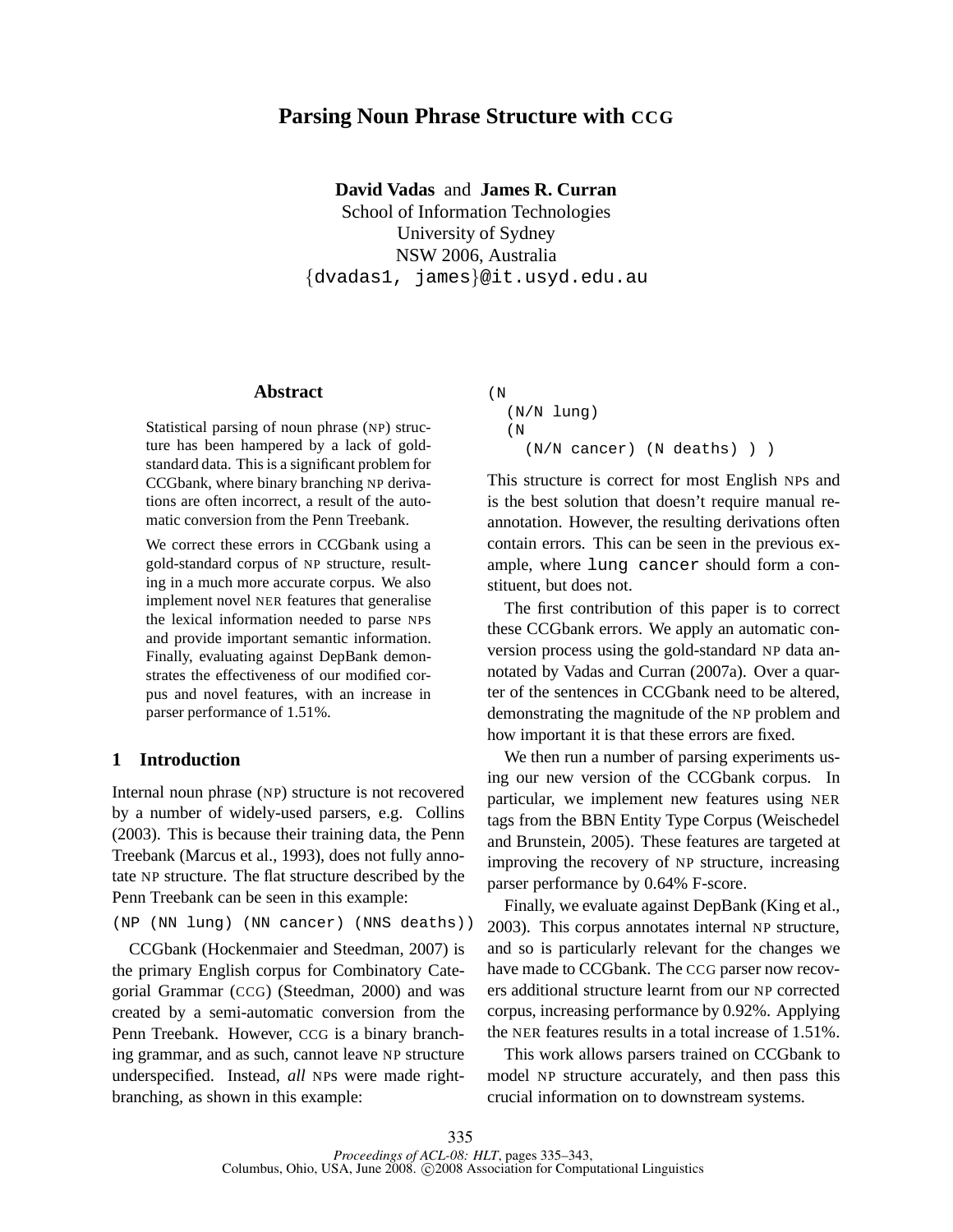# Parsing Noun Phrase Structure with CCG

**David Vadas** and **James R. Curran**
School of Information Technologies
University of Sydney
NSW 2006, Australia
{dvadas1, james}@it.usyd.edu.au

## Abstract

Statistical parsing of noun phrase (NP) structure has been hampered by a lack of gold-standard data. This is a significant problem for CCGbank, where binary branching NP derivations are often incorrect, a result of the automatic conversion from the Penn Treebank.

We correct these errors in CCGbank using a gold-standard corpus of NP structure, resulting in a much more accurate corpus. We also implement novel NER features that generalise the lexical information needed to parse NPs and provide important semantic information. Finally, evaluating against DepBank demonstrates the effectiveness of our modified corpus and novel features, with an increase in parser performance of 1.51%.

## 1 Introduction

Internal noun phrase (NP) structure is not recovered by a number of widely-used parsers, e.g. Collins (2003). This is because their training data, the Penn Treebank (Marcus et al., 1993), does not fully annotate NP structure. The flat structure described by the Penn Treebank can be seen in this example:

```
(NP (NN lung) (NN cancer) (NNS deaths))
```

CCGbank (Hockenmaier and Steedman, 2007) is the primary English corpus for Combinatory Categorial Grammar (CCG) (Steedman, 2000) and was created by a semi-automatic conversion from the Penn Treebank. However, CCG is a binary branching grammar, and as such, cannot leave NP structure underspecified. Instead, *all* NPs were made right-branching, as shown in this example:

```
(N
  (N/N lung)
  (N
    (N/N cancer) (N deaths) ) )
```

This structure is correct for most English NPs and is the best solution that doesn't require manual reannotation. However, the resulting derivations often contain errors. This can be seen in the previous example, where `lung cancer` should form a constituent, but does not.

The first contribution of this paper is to correct these CCGbank errors. We apply an automatic conversion process using the gold-standard NP data annotated by Vadas and Curran (2007a). Over a quarter of the sentences in CCGbank need to be altered, demonstrating the magnitude of the NP problem and how important it is that these errors are fixed.

We then run a number of parsing experiments using our new version of the CCGbank corpus. In particular, we implement new features using NER tags from the BBN Entity Type Corpus (Weischedel and Brunstein, 2005). These features are targeted at improving the recovery of NP structure, increasing parser performance by 0.64% F-score.

Finally, we evaluate against DepBank (King et al., 2003). This corpus annotates internal NP structure, and so is particularly relevant for the changes we have made to CCGbank. The CCG parser now recovers additional structure learnt from our NP corrected corpus, increasing performance by 0.92%. Applying the NER features results in a total increase of 1.51%.

This work allows parsers trained on CCGbank to model NP structure accurately, and then pass this crucial information on to downstream systems.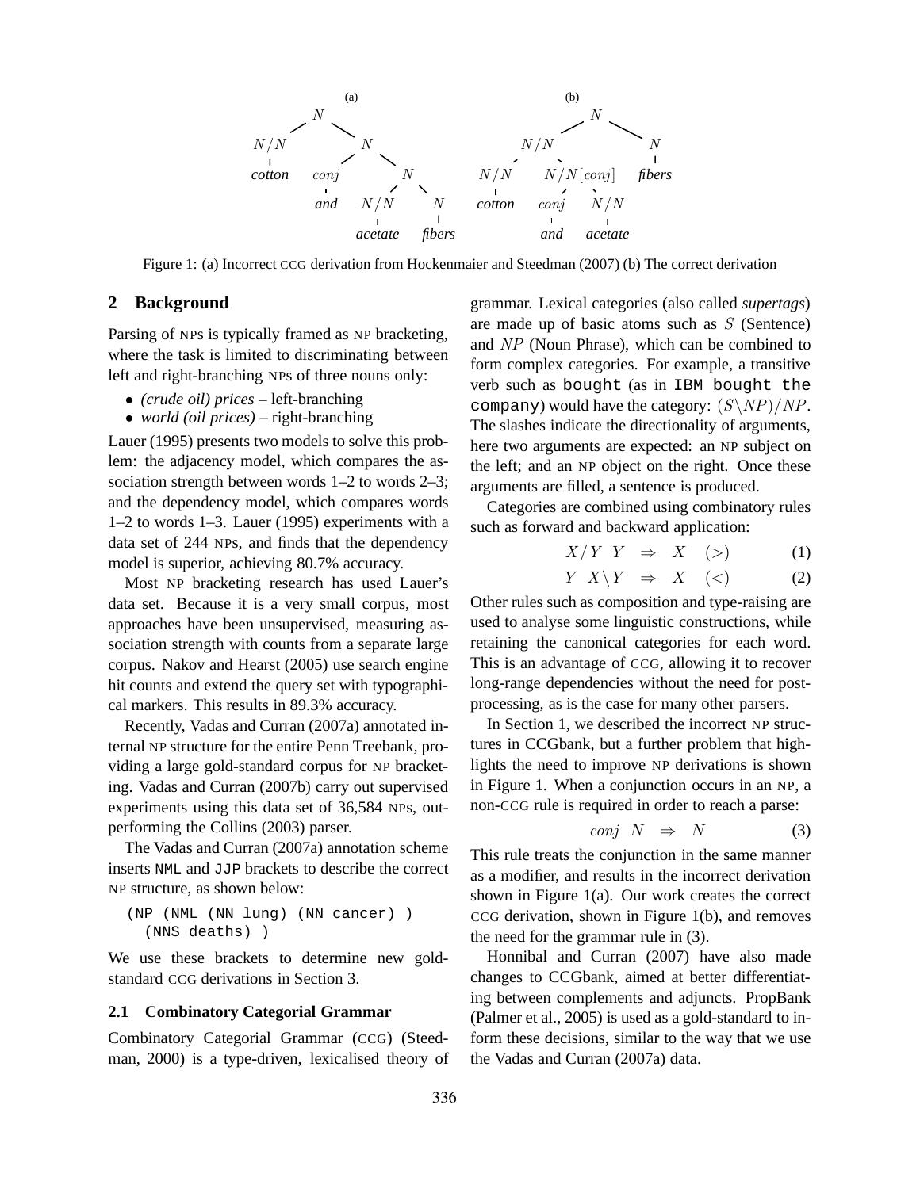Figure 1: (a) Incorrect CCG derivation from Hockenmaier and Steedman (2007) (b) The correct derivation

## 2 Background

Parsing of NPs is typically framed as NP bracketing, where the task is limited to discriminating between left and right-branching NPs of three nouns only:

- *(crude oil) prices* – left-branching
- *world (oil prices)* – right-branching

Lauer (1995) presents two models to solve this problem: the adjacency model, which compares the association strength between words 1–2 to words 2–3; and the dependency model, which compares words 1–2 to words 1–3. Lauer (1995) experiments with a data set of 244 NPs, and finds that the dependency model is superior, achieving 80.7% accuracy.

Most NP bracketing research has used Lauer's data set. Because it is a very small corpus, most approaches have been unsupervised, measuring association strength with counts from a separate large corpus. Nakov and Hearst (2005) use search engine hit counts and extend the query set with typographical markers. This results in 89.3% accuracy.

Recently, Vadas and Curran (2007a) annotated internal NP structure for the entire Penn Treebank, providing a large gold-standard corpus for NP bracketing. Vadas and Curran (2007b) carry out supervised experiments using this data set of 36,584 NPs, outperforming the Collins (2003) parser.

The Vadas and Curran (2007a) annotation scheme inserts `NML` and `JJP` brackets to describe the correct NP structure, as shown below:

```
(NP (NML (NN lung) (NN cancer) )
  (NNS deaths) )
```

We use these brackets to determine new gold-standard CCG derivations in Section 3.

### 2.1 Combinatory Categorial Grammar

Combinatory Categorial Grammar (CCG) (Steedman, 2000) is a type-driven, lexicalised theory of grammar. Lexical categories (also called *supertags*) are made up of basic atoms such as $S$ (Sentence) and $NP$ (Noun Phrase), which can be combined to form complex categories. For example, a transitive verb such as `bought` (as in `IBM bought the company`) would have the category: $(S\backslash NP)/NP$. The slashes indicate the directionality of arguments, here two arguments are expected: an NP subject on the left; and an NP object on the right. Once these arguments are filled, a sentence is produced.

Categories are combined using combinatory rules such as forward and backward application:

$$X/Y \;\; Y \;\; \Rightarrow \;\; X \quad (>) \tag{1}$$

$$Y \;\; X\backslash Y \;\; \Rightarrow \;\; X \quad (<) \tag{2}$$

Other rules such as composition and type-raising are used to analyse some linguistic constructions, while retaining the canonical categories for each word. This is an advantage of CCG, allowing it to recover long-range dependencies without the need for postprocessing, as is the case for many other parsers.

In Section 1, we described the incorrect NP structures in CCGbank, but a further problem that highlights the need to improve NP derivations is shown in Figure 1. When a conjunction occurs in an NP, a non-CCG rule is required in order to reach a parse:

$$conj \;\; N \;\; \Rightarrow \;\; N \tag{3}$$

This rule treats the conjunction in the same manner as a modifier, and results in the incorrect derivation shown in Figure 1(a). Our work creates the correct CCG derivation, shown in Figure 1(b), and removes the need for the grammar rule in (3).

Honnibal and Curran (2007) have also made changes to CCGbank, aimed at better differentiating between complements and adjuncts. PropBank (Palmer et al., 2005) is used as a gold-standard to inform these decisions, similar to the way that we use the Vadas and Curran (2007a) data.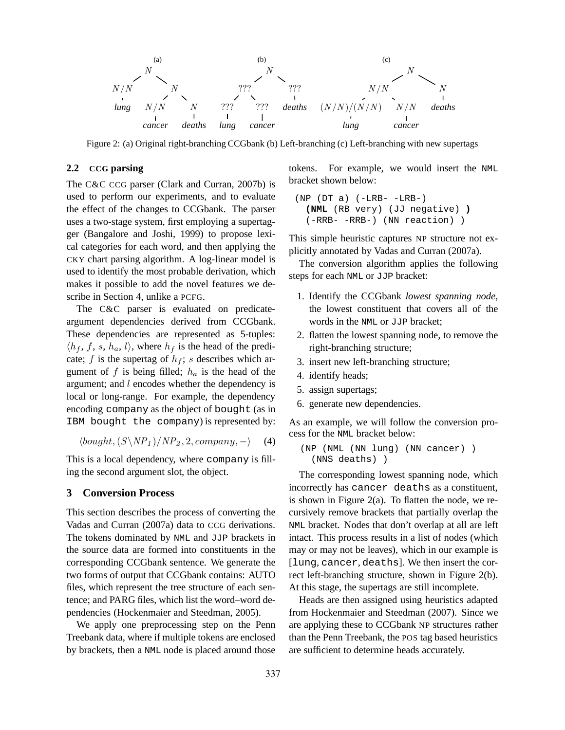Figure 2: (a) Original right-branching CCGbank (b) Left-branching (c) Left-branching with new supertags

### 2.2 CCG parsing

The C&C CCG parser (Clark and Curran, 2007b) is used to perform our experiments, and to evaluate the effect of the changes to CCGbank. The parser uses a two-stage system, first employing a supertagger (Bangalore and Joshi, 1999) to propose lexical categories for each word, and then applying the CKY chart parsing algorithm. A log-linear model is used to identify the most probable derivation, which makes it possible to add the novel features we describe in Section 4, unlike a PCFG.

The C&C parser is evaluated on predicate-argument dependencies derived from CCGbank. These dependencies are represented as 5-tuples: $\langle h_f, f, s, h_a, l \rangle$, where $h_f$ is the head of the predicate; $f$ is the supertag of $h_f$; $s$ describes which argument of $f$ is being filled; $h_a$ is the head of the argument; and $l$ encodes whether the dependency is local or long-range. For example, the dependency encoding `company` as the object of `bought` (as in `IBM bought the company`) is represented by:

$$\langle bought, (S\backslash NP_1)/NP_2, 2, company, - \rangle \quad (4)$$

This is a local dependency, where `company` is filling the second argument slot, the object.

## 3 Conversion Process

This section describes the process of converting the Vadas and Curran (2007a) data to CCG derivations. The tokens dominated by NML and JJP brackets in the source data are formed into constituents in the corresponding CCGbank sentence. We generate the two forms of output that CCGbank contains: AUTO files, which represent the tree structure of each sentence; and PARG files, which list the word–word dependencies (Hockenmaier and Steedman, 2005).

We apply one preprocessing step on the Penn Treebank data, where if multiple tokens are enclosed by brackets, then a NML node is placed around those tokens. For example, we would insert the NML bracket shown below:

```
(NP (DT a) (-LRB- -LRB-)
  (NML (RB very) (JJ negative) )
  (-RRB- -RRB-) (NN reaction) )
```

This simple heuristic captures NP structure not explicitly annotated by Vadas and Curran (2007a).

The conversion algorithm applies the following steps for each NML or JJP bracket:

1. Identify the CCGbank *lowest spanning node*, the lowest constituent that covers all of the words in the NML or JJP bracket;
2. flatten the lowest spanning node, to remove the right-branching structure;
3. insert new left-branching structure;
4. identify heads;
5. assign supertags;
6. generate new dependencies.

As an example, we will follow the conversion process for the NML bracket below:

```
(NP (NML (NN lung) (NN cancer) )
  (NNS deaths) )
```

The corresponding lowest spanning node, which incorrectly has `cancer deaths` as a constituent, is shown in Figure 2(a). To flatten the node, we recursively remove brackets that partially overlap the NML bracket. Nodes that don't overlap at all are left intact. This process results in a list of nodes (which may or may not be leaves), which in our example is [`lung`, `cancer`, `deaths`]. We then insert the correct left-branching structure, shown in Figure 2(b). At this stage, the supertags are still incomplete.

Heads are then assigned using heuristics adapted from Hockenmaier and Steedman (2007). Since we are applying these to CCGbank NP structures rather than the Penn Treebank, the POS tag based heuristics are sufficient to determine heads accurately.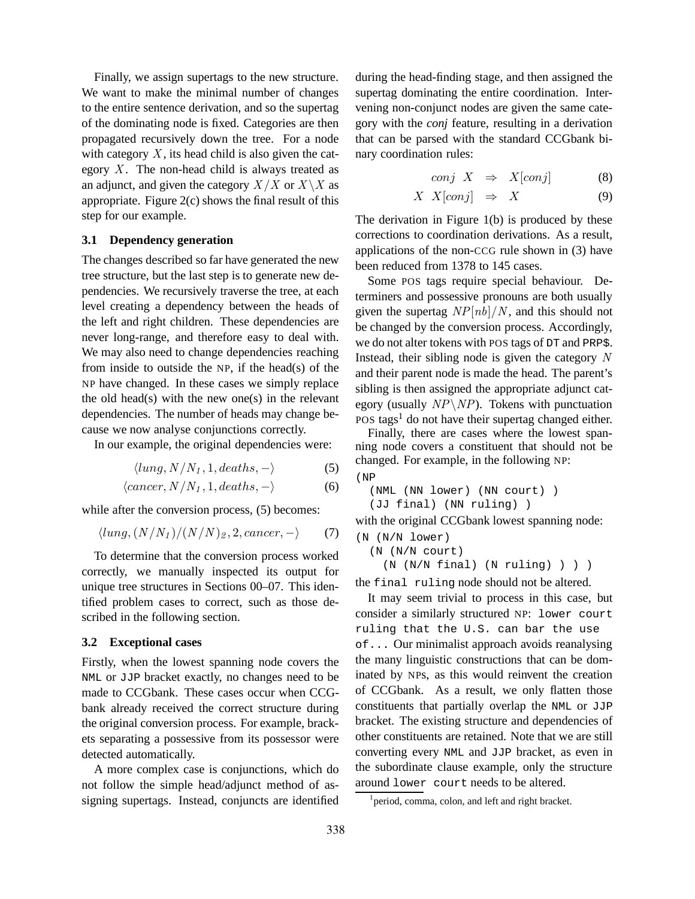Finally, we assign supertags to the new structure. We want to make the minimal number of changes to the entire sentence derivation, and so the supertag of the dominating node is fixed. Categories are then propagated recursively down the tree. For a node with category $X$, its head child is also given the category $X$. The non-head child is always treated as an adjunct, and given the category $X/X$ or $X\backslash X$ as appropriate. Figure 2(c) shows the final result of this step for our example.

### 3.1 Dependency generation

The changes described so far have generated the new tree structure, but the last step is to generate new dependencies. We recursively traverse the tree, at each level creating a dependency between the heads of the left and right children. These dependencies are never long-range, and therefore easy to deal with. We may also need to change dependencies reaching from inside to outside the NP, if the head(s) of the NP have changed. In these cases we simply replace the old head(s) with the new one(s) in the relevant dependencies. The number of heads may change because we now analyse conjunctions correctly.

In our example, the original dependencies were:

$$\langle lung, N/N_1, 1, deaths, -\rangle \quad (5)$$

$$\langle cancer, N/N_1, 1, deaths, -\rangle \quad (6)$$

while after the conversion process, (5) becomes:

$$\langle lung, (N/N_1)/(N/N)_2, 2, cancer, -\rangle \quad (7)$$

To determine that the conversion process worked correctly, we manually inspected its output for unique tree structures in Sections 00–07. This identified problem cases to correct, such as those described in the following section.

### 3.2 Exceptional cases

Firstly, when the lowest spanning node covers the NML or JJP bracket exactly, no changes need to be made to CCGbank. These cases occur when CCGbank already received the correct structure during the original conversion process. For example, brackets separating a possessive from its possessor were detected automatically.

A more complex case is conjunctions, which do not follow the simple head/adjunct method of assigning supertags. Instead, conjuncts are identified during the head-finding stage, and then assigned the supertag dominating the entire coordination. Intervening non-conjunct nodes are given the same category with the *conj* feature, resulting in a derivation that can be parsed with the standard CCGbank binary coordination rules:

$$conj \;\; X \;\; \Rightarrow \;\; X[conj] \quad (8)$$

$$X \;\; X[conj] \;\; \Rightarrow \;\; X \quad (9)$$

The derivation in Figure 1(b) is produced by these corrections to coordination derivations. As a result, applications of the non-CCG rule shown in (3) have been reduced from 1378 to 145 cases.

Some POS tags require special behaviour. Determiners and possessive pronouns are both usually given the supertag $NP[nb]/N$, and this should not be changed by the conversion process. Accordingly, we do not alter tokens with POS tags of DT and PRP$. Instead, their sibling node is given the category $N$ and their parent node is made the head. The parent's sibling is then assigned the appropriate adjunct category (usually $NP\backslash NP$). Tokens with punctuation POS tags[1] do not have their supertag changed either.

Finally, there are cases where the lowest spanning node covers a constituent that should not be changed. For example, in the following NP:

```
(NP
  (NML (NN lower) (NN court) )
  (JJ final) (NN ruling) )
```

with the original CCGbank lowest spanning node:

```
(N (N/N lower)
  (N (N/N court)
    (N (N/N final) (N ruling) ) ) )
```

the `final ruling` node should not be altered.

It may seem trivial to process in this case, but consider a similarly structured NP: `lower court ruling that the U.S. can bar the use of...` Our minimalist approach avoids reanalysing the many linguistic constructions that can be dominated by NPs, as this would reinvent the creation of CCGbank. As a result, we only flatten those constituents that partially overlap the NML or JJP bracket. The existing structure and dependencies of other constituents are retained. Note that we are still converting every NML and JJP bracket, as even in the subordinate clause example, only the structure around `lower court` needs to be altered.

[1] period, comma, colon, and left and right bracket.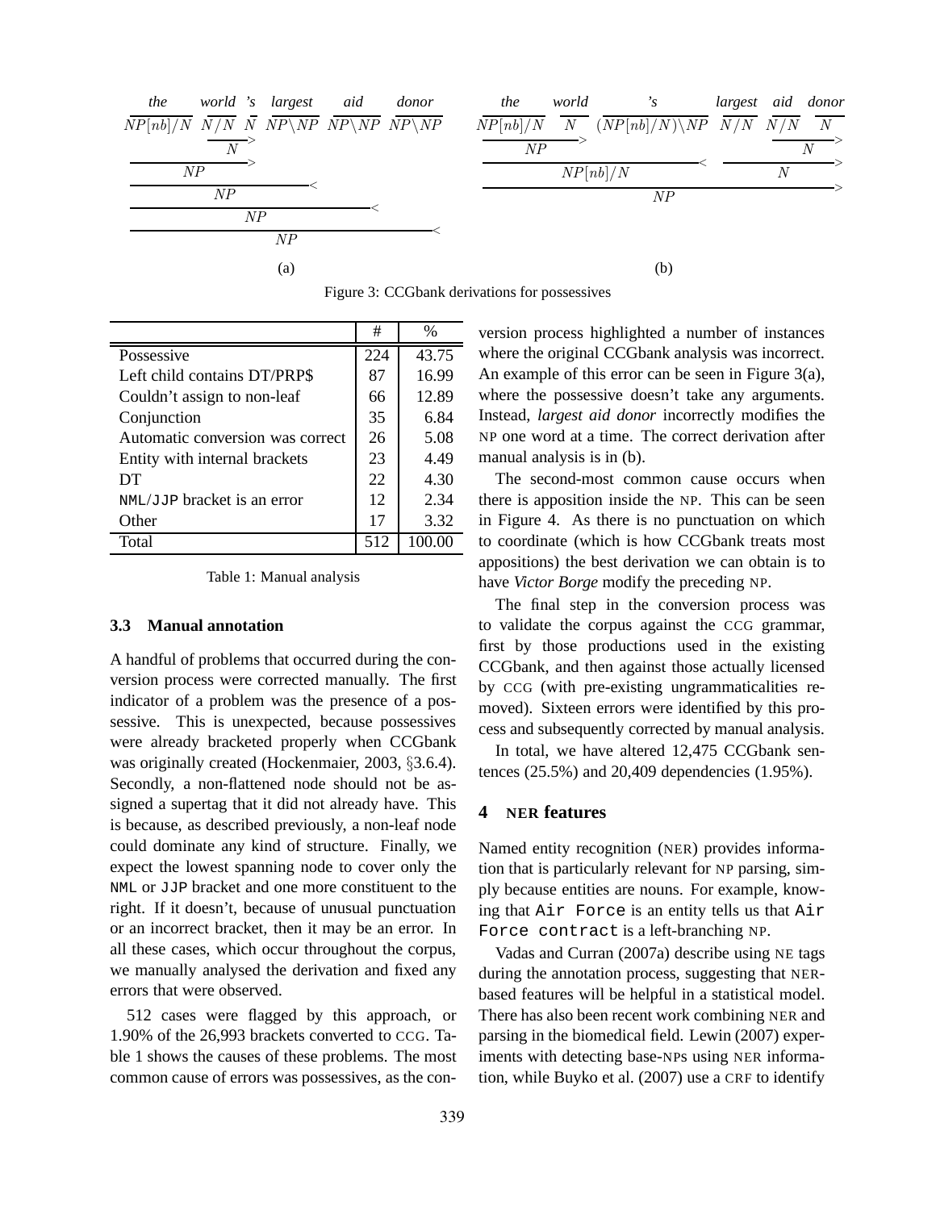Figure 3: CCGbank derivations for possessives

| | # | % |
|---|---|---|
| Possessive | 224 | 43.75 |
| Left child contains DT/PRP$ | 87 | 16.99 |
| Couldn't assign to non-leaf | 66 | 12.89 |
| Conjunction | 35 | 6.84 |
| Automatic conversion was correct | 26 | 5.08 |
| Entity with internal brackets | 23 | 4.49 |
| DT | 22 | 4.30 |
| NML/JJP bracket is an error | 12 | 2.34 |
| Other | 17 | 3.32 |
| Total | 512 | 100.00 |

Table 1: Manual analysis

### 3.3 Manual annotation

A handful of problems that occurred during the conversion process were corrected manually. The first indicator of a problem was the presence of a possessive. This is unexpected, because possessives were already bracketed properly when CCGbank was originally created (Hockenmaier, 2003, §3.6.4). Secondly, a non-flattened node should not be assigned a supertag that it did not already have. This is because, as described previously, a non-leaf node could dominate any kind of structure. Finally, we expect the lowest spanning node to cover only the NML or JJP bracket and one more constituent to the right. If it doesn't, because of unusual punctuation or an incorrect bracket, then it may be an error. In all these cases, which occur throughout the corpus, we manually analysed the derivation and fixed any errors that were observed.

512 cases were flagged by this approach, or 1.90% of the 26,993 brackets converted to CCG. Table 1 shows the causes of these problems. The most common cause of errors was possessives, as the conversion process highlighted a number of instances where the original CCGbank analysis was incorrect. An example of this error can be seen in Figure 3(a), where the possessive doesn't take any arguments. Instead, *largest aid donor* incorrectly modifies the NP one word at a time. The correct derivation after manual analysis is in (b).

The second-most common cause occurs when there is apposition inside the NP. This can be seen in Figure 4. As there is no punctuation on which to coordinate (which is how CCGbank treats most appositions) the best derivation we can obtain is to have *Victor Borge* modify the preceding NP.

The final step in the conversion process was to validate the corpus against the CCG grammar, first by those productions used in the existing CCGbank, and then against those actually licensed by CCG (with pre-existing ungrammaticalities removed). Sixteen errors were identified by this process and subsequently corrected by manual analysis.

In total, we have altered 12,475 CCGbank sentences (25.5%) and 20,409 dependencies (1.95%).

## 4 NER features

Named entity recognition (NER) provides information that is particularly relevant for NP parsing, simply because entities are nouns. For example, knowing that Air Force is an entity tells us that Air Force contract is a left-branching NP.

Vadas and Curran (2007a) describe using NE tags during the annotation process, suggesting that NER-based features will be helpful in a statistical model. There has also been recent work combining NER and parsing in the biomedical field. Lewin (2007) experiments with detecting base-NPs using NER information, while Buyko et al. (2007) use a CRF to identify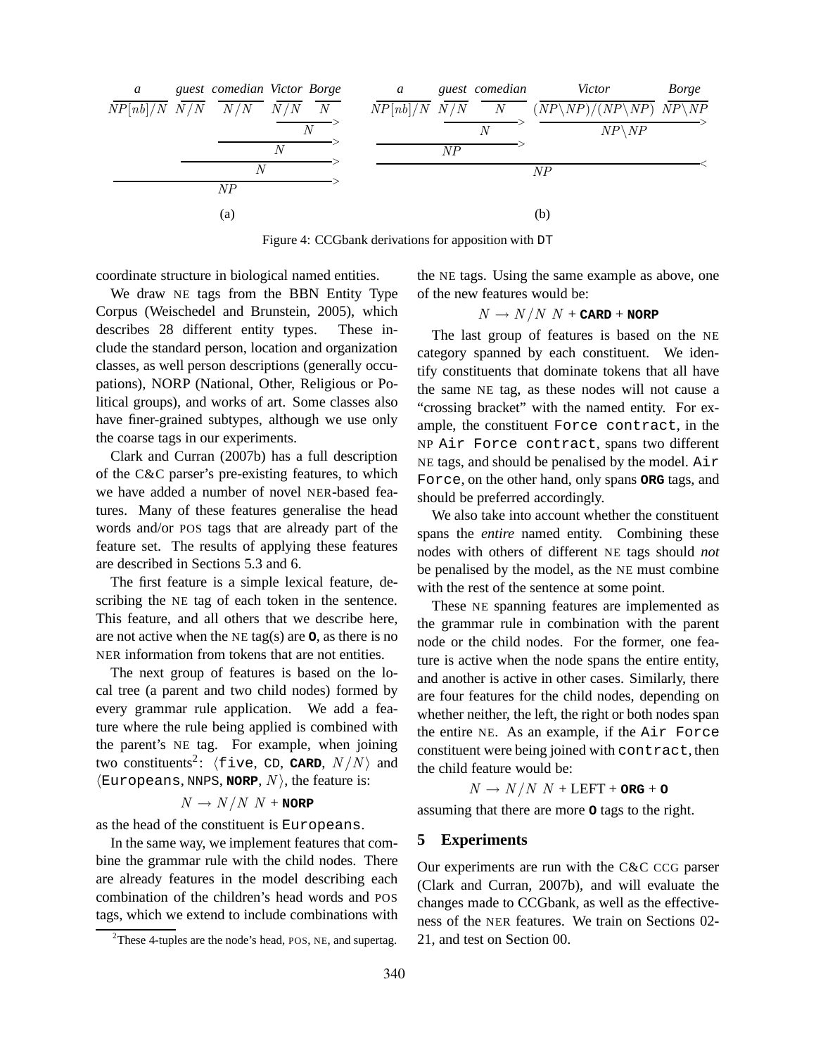Figure 4: CCGbank derivations for apposition with DT

coordinate structure in biological named entities.

We draw NE tags from the BBN Entity Type Corpus (Weischedel and Brunstein, 2005), which describes 28 different entity types. These include the standard person, location and organization classes, as well person descriptions (generally occupations), NORP (National, Other, Religious or Political groups), and works of art. Some classes also have finer-grained subtypes, although we use only the coarse tags in our experiments.

Clark and Curran (2007b) has a full description of the C&C parser's pre-existing features, to which we have added a number of novel NER-based features. Many of these features generalise the head words and/or POS tags that are already part of the feature set. The results of applying these features are described in Sections 5.3 and 6.

The first feature is a simple lexical feature, describing the NE tag of each token in the sentence. This feature, and all others that we describe here, are not active when the NE tag(s) are **O**, as there is no NER information from tokens that are not entities.

The next group of features is based on the local tree (a parent and two child nodes) formed by every grammar rule application. We add a feature where the rule being applied is combined with the parent's NE tag. For example, when joining two constituents[2]: ⟨five, CD, **CARD**, $N/N$⟩ and ⟨Europeans, NNPS, **NORP**, $N$⟩, the feature is:

$$N \rightarrow N/N\ N + \textbf{NORP}$$

as the head of the constituent is Europeans.

In the same way, we implement features that combine the grammar rule with the child nodes. There are already features in the model describing each combination of the children's head words and POS tags, which we extend to include combinations with the NE tags. Using the same example as above, one of the new features would be:

$$N \rightarrow N/N\ N + \textbf{CARD} + \textbf{NORP}$$

The last group of features is based on the NE category spanned by each constituent. We identify constituents that dominate tokens that all have the same NE tag, as these nodes will not cause a "crossing bracket" with the named entity. For example, the constituent Force contract, in the NP Air Force contract, spans two different NE tags, and should be penalised by the model. Air Force, on the other hand, only spans **ORG** tags, and should be preferred accordingly.

We also take into account whether the constituent spans the *entire* named entity. Combining these nodes with others of different NE tags should *not* be penalised by the model, as the NE must combine with the rest of the sentence at some point.

These NE spanning features are implemented as the grammar rule in combination with the parent node or the child nodes. For the former, one feature is active when the node spans the entire entity, and another is active in other cases. Similarly, there are four features for the child nodes, depending on whether neither, the left, the right or both nodes span the entire NE. As an example, if the Air Force constituent were being joined with contract, then the child feature would be:

$$N \rightarrow N/N\ N + \text{LEFT} + \textbf{ORG} + \textbf{O}$$

assuming that there are more **O** tags to the right.

## 5 Experiments

Our experiments are run with the C&C CCG parser (Clark and Curran, 2007b), and will evaluate the changes made to CCGbank, as well as the effectiveness of the NER features. We train on Sections 02-21, and test on Section 00.

[2] These 4-tuples are the node's head, POS, NE, and supertag.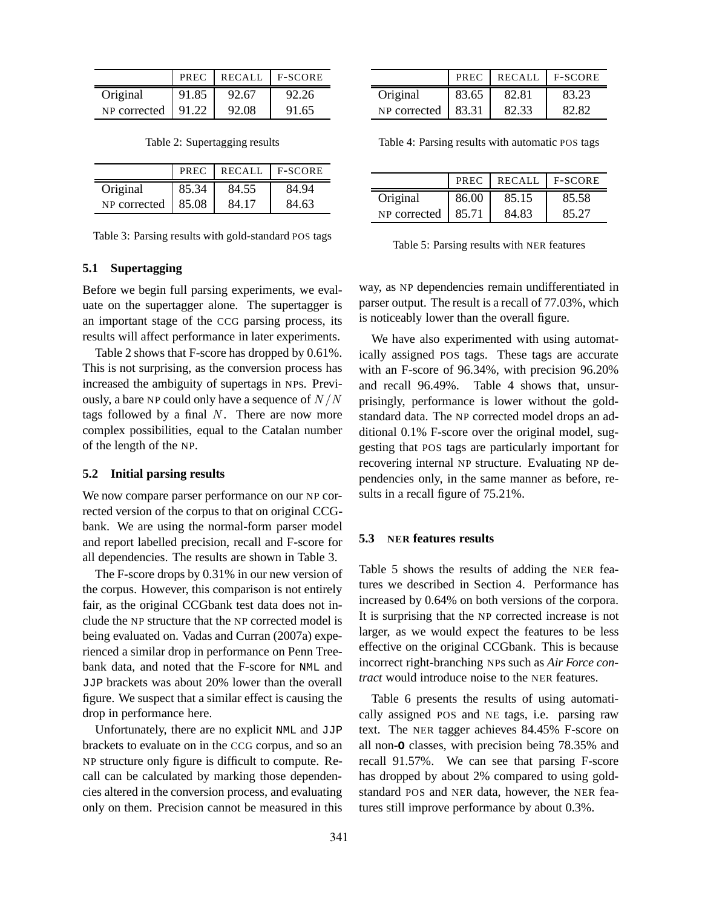| | PREC | RECALL | F-SCORE |
|---|---|---|---|
| Original | 91.85 | 92.67 | 92.26 |
| NP corrected | 91.22 | 92.08 | 91.65 |

Table 2: Supertagging results

| | PREC | RECALL | F-SCORE |
|---|---|---|---|
| Original | 85.34 | 84.55 | 84.94 |
| NP corrected | 85.08 | 84.17 | 84.63 |

Table 3: Parsing results with gold-standard POS tags

### 5.1 Supertagging

Before we begin full parsing experiments, we evaluate on the supertagger alone. The supertagger is an important stage of the CCG parsing process, its results will affect performance in later experiments.

Table 2 shows that F-score has dropped by 0.61%. This is not surprising, as the conversion process has increased the ambiguity of supertags in NPs. Previously, a bare NP could only have a sequence of $N/N$ tags followed by a final $N$. There are now more complex possibilities, equal to the Catalan number of the length of the NP.

### 5.2 Initial parsing results

We now compare parser performance on our NP corrected version of the corpus to that on original CCGbank. We are using the normal-form parser model and report labelled precision, recall and F-score for all dependencies. The results are shown in Table 3.

The F-score drops by 0.31% in our new version of the corpus. However, this comparison is not entirely fair, as the original CCGbank test data does not include the NP structure that the NP corrected model is being evaluated on. Vadas and Curran (2007a) experienced a similar drop in performance on Penn Treebank data, and noted that the F-score for NML and JJP brackets was about 20% lower than the overall figure. We suspect that a similar effect is causing the drop in performance here.

Unfortunately, there are no explicit NML and JJP brackets to evaluate on in the CCG corpus, and so an NP structure only figure is difficult to compute. Recall can be calculated by marking those dependencies altered in the conversion process, and evaluating only on them. Precision cannot be measured in this way, as NP dependencies remain undifferentiated in parser output. The result is a recall of 77.03%, which is noticeably lower than the overall figure.

| | PREC | RECALL | F-SCORE |
|---|---|---|---|
| Original | 83.65 | 82.81 | 83.23 |
| NP corrected | 83.31 | 82.33 | 82.82 |

Table 4: Parsing results with automatic POS tags

| | PREC | RECALL | F-SCORE |
|---|---|---|---|
| Original | 86.00 | 85.15 | 85.58 |
| NP corrected | 85.71 | 84.83 | 85.27 |

Table 5: Parsing results with NER features

We have also experimented with using automatically assigned POS tags. These tags are accurate with an F-score of 96.34%, with precision 96.20% and recall 96.49%. Table 4 shows that, unsurprisingly, performance is lower without the gold-standard data. The NP corrected model drops an additional 0.1% F-score over the original model, suggesting that POS tags are particularly important for recovering internal NP structure. Evaluating NP dependencies only, in the same manner as before, results in a recall figure of 75.21%.

### 5.3 NER features results

Table 5 shows the results of adding the NER features we described in Section 4. Performance has increased by 0.64% on both versions of the corpora. It is surprising that the NP corrected increase is not larger, as we would expect the features to be less effective on the original CCGbank. This is because incorrect right-branching NPs such as *Air Force contract* would introduce noise to the NER features.

Table 6 presents the results of using automatically assigned POS and NE tags, i.e. parsing raw text. The NER tagger achieves 84.45% F-score on all non-**O** classes, with precision being 78.35% and recall 91.57%. We can see that parsing F-score has dropped by about 2% compared to using gold-standard POS and NER data, however, the NER features still improve performance by about 0.3%.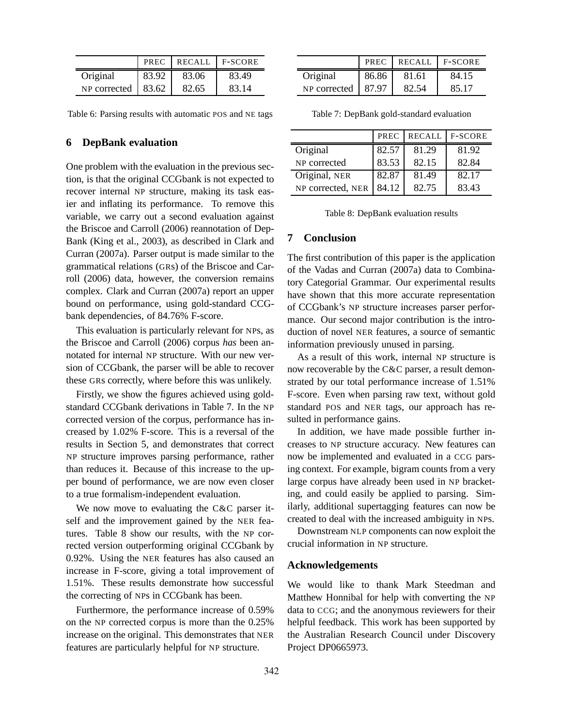| | PREC | RECALL | F-SCORE |
|---|---|---|---|
| Original | 83.92 | 83.06 | 83.49 |
| NP corrected | 83.62 | 82.65 | 83.14 |

Table 6: Parsing results with automatic POS and NE tags

## 6 DepBank evaluation

One problem with the evaluation in the previous section, is that the original CCGbank is not expected to recover internal NP structure, making its task easier and inflating its performance. To remove this variable, we carry out a second evaluation against the Briscoe and Carroll (2006) reannotation of DepBank (King et al., 2003), as described in Clark and Curran (2007a). Parser output is made similar to the grammatical relations (GRs) of the Briscoe and Carroll (2006) data, however, the conversion remains complex. Clark and Curran (2007a) report an upper bound on performance, using gold-standard CCGbank dependencies, of 84.76% F-score.

This evaluation is particularly relevant for NPs, as the Briscoe and Carroll (2006) corpus *has* been annotated for internal NP structure. With our new version of CCGbank, the parser will be able to recover these GRs correctly, where before this was unlikely.

Firstly, we show the figures achieved using gold-standard CCGbank derivations in Table 7. In the NP corrected version of the corpus, performance has increased by 1.02% F-score. This is a reversal of the results in Section 5, and demonstrates that correct NP structure improves parsing performance, rather than reduces it. Because of this increase to the upper bound of performance, we are now even closer to a true formalism-independent evaluation.

We now move to evaluating the C&C parser itself and the improvement gained by the NER features. Table 8 show our results, with the NP corrected version outperforming original CCGbank by 0.92%. Using the NER features has also caused an increase in F-score, giving a total improvement of 1.51%. These results demonstrate how successful the correcting of NPs in CCGbank has been.

Furthermore, the performance increase of 0.59% on the NP corrected corpus is more than the 0.25% increase on the original. This demonstrates that NER features are particularly helpful for NP structure.

| | PREC | RECALL | F-SCORE |
|---|---|---|---|
| Original | 86.86 | 81.61 | 84.15 |
| NP corrected | 87.97 | 82.54 | 85.17 |

Table 7: DepBank gold-standard evaluation

| | PREC | RECALL | F-SCORE |
|---|---|---|---|
| Original | 82.57 | 81.29 | 81.92 |
| NP corrected | 83.53 | 82.15 | 82.84 |
| Original, NER | 82.87 | 81.49 | 82.17 |
| NP corrected, NER | 84.12 | 82.75 | 83.43 |

Table 8: DepBank evaluation results

## 7 Conclusion

The first contribution of this paper is the application of the Vadas and Curran (2007a) data to Combinatory Categorial Grammar. Our experimental results have shown that this more accurate representation of CCGbank's NP structure increases parser performance. Our second major contribution is the introduction of novel NER features, a source of semantic information previously unused in parsing.

As a result of this work, internal NP structure is now recoverable by the C&C parser, a result demonstrated by our total performance increase of 1.51% F-score. Even when parsing raw text, without gold standard POS and NER tags, our approach has resulted in performance gains.

In addition, we have made possible further increases to NP structure accuracy. New features can now be implemented and evaluated in a CCG parsing context. For example, bigram counts from a very large corpus have already been used in NP bracketing, and could easily be applied to parsing. Similarly, additional supertagging features can now be created to deal with the increased ambiguity in NPs.

Downstream NLP components can now exploit the crucial information in NP structure.

## Acknowledgements

We would like to thank Mark Steedman and Matthew Honnibal for help with converting the NP data to CCG; and the anonymous reviewers for their helpful feedback. This work has been supported by the Australian Research Council under Discovery Project DP0665973.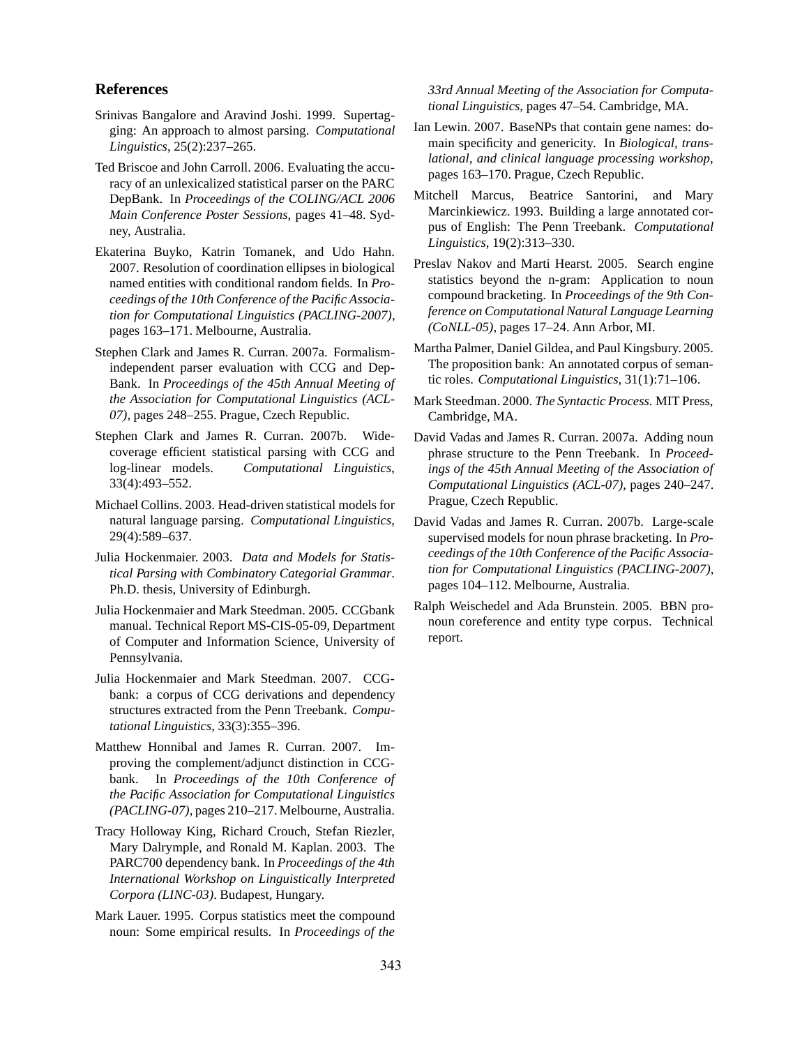## References

Srinivas Bangalore and Aravind Joshi. 1999. Supertagging: An approach to almost parsing. *Computational Linguistics*, 25(2):237–265.

Ted Briscoe and John Carroll. 2006. Evaluating the accuracy of an unlexicalized statistical parser on the PARC DepBank. In *Proceedings of the COLING/ACL 2006 Main Conference Poster Sessions*, pages 41–48. Sydney, Australia.

Ekaterina Buyko, Katrin Tomanek, and Udo Hahn. 2007. Resolution of coordination ellipses in biological named entities with conditional random fields. In *Proceedings of the 10th Conference of the Pacific Association for Computational Linguistics (PACLING-2007)*, pages 163–171. Melbourne, Australia.

Stephen Clark and James R. Curran. 2007a. Formalism-independent parser evaluation with CCG and DepBank. In *Proceedings of the 45th Annual Meeting of the Association for Computational Linguistics (ACL-07)*, pages 248–255. Prague, Czech Republic.

Stephen Clark and James R. Curran. 2007b. Wide-coverage efficient statistical parsing with CCG and log-linear models. *Computational Linguistics*, 33(4):493–552.

Michael Collins. 2003. Head-driven statistical models for natural language parsing. *Computational Linguistics*, 29(4):589–637.

Julia Hockenmaier. 2003. *Data and Models for Statistical Parsing with Combinatory Categorial Grammar*. Ph.D. thesis, University of Edinburgh.

Julia Hockenmaier and Mark Steedman. 2005. CCGbank manual. Technical Report MS-CIS-05-09, Department of Computer and Information Science, University of Pennsylvania.

Julia Hockenmaier and Mark Steedman. 2007. CCGbank: a corpus of CCG derivations and dependency structures extracted from the Penn Treebank. *Computational Linguistics*, 33(3):355–396.

Matthew Honnibal and James R. Curran. 2007. Improving the complement/adjunct distinction in CCGbank. In *Proceedings of the 10th Conference of the Pacific Association for Computational Linguistics (PACLING-07)*, pages 210–217. Melbourne, Australia.

Tracy Holloway King, Richard Crouch, Stefan Riezler, Mary Dalrymple, and Ronald M. Kaplan. 2003. The PARC700 dependency bank. In *Proceedings of the 4th International Workshop on Linguistically Interpreted Corpora (LINC-03)*. Budapest, Hungary.

Mark Lauer. 1995. Corpus statistics meet the compound noun: Some empirical results. In *Proceedings of the 33rd Annual Meeting of the Association for Computational Linguistics*, pages 47–54. Cambridge, MA.

Ian Lewin. 2007. BaseNPs that contain gene names: domain specificity and genericity. In *Biological, translational, and clinical language processing workshop*, pages 163–170. Prague, Czech Republic.

Mitchell Marcus, Beatrice Santorini, and Mary Marcinkiewicz. 1993. Building a large annotated corpus of English: The Penn Treebank. *Computational Linguistics*, 19(2):313–330.

Preslav Nakov and Marti Hearst. 2005. Search engine statistics beyond the n-gram: Application to noun compound bracketing. In *Proceedings of the 9th Conference on Computational Natural Language Learning (CoNLL-05)*, pages 17–24. Ann Arbor, MI.

Martha Palmer, Daniel Gildea, and Paul Kingsbury. 2005. The proposition bank: An annotated corpus of semantic roles. *Computational Linguistics*, 31(1):71–106.

Mark Steedman. 2000. *The Syntactic Process*. MIT Press, Cambridge, MA.

David Vadas and James R. Curran. 2007a. Adding noun phrase structure to the Penn Treebank. In *Proceedings of the 45th Annual Meeting of the Association of Computational Linguistics (ACL-07)*, pages 240–247. Prague, Czech Republic.

David Vadas and James R. Curran. 2007b. Large-scale supervised models for noun phrase bracketing. In *Proceedings of the 10th Conference of the Pacific Association for Computational Linguistics (PACLING-2007)*, pages 104–112. Melbourne, Australia.

Ralph Weischedel and Ada Brunstein. 2005. BBN pronoun coreference and entity type corpus. Technical report.